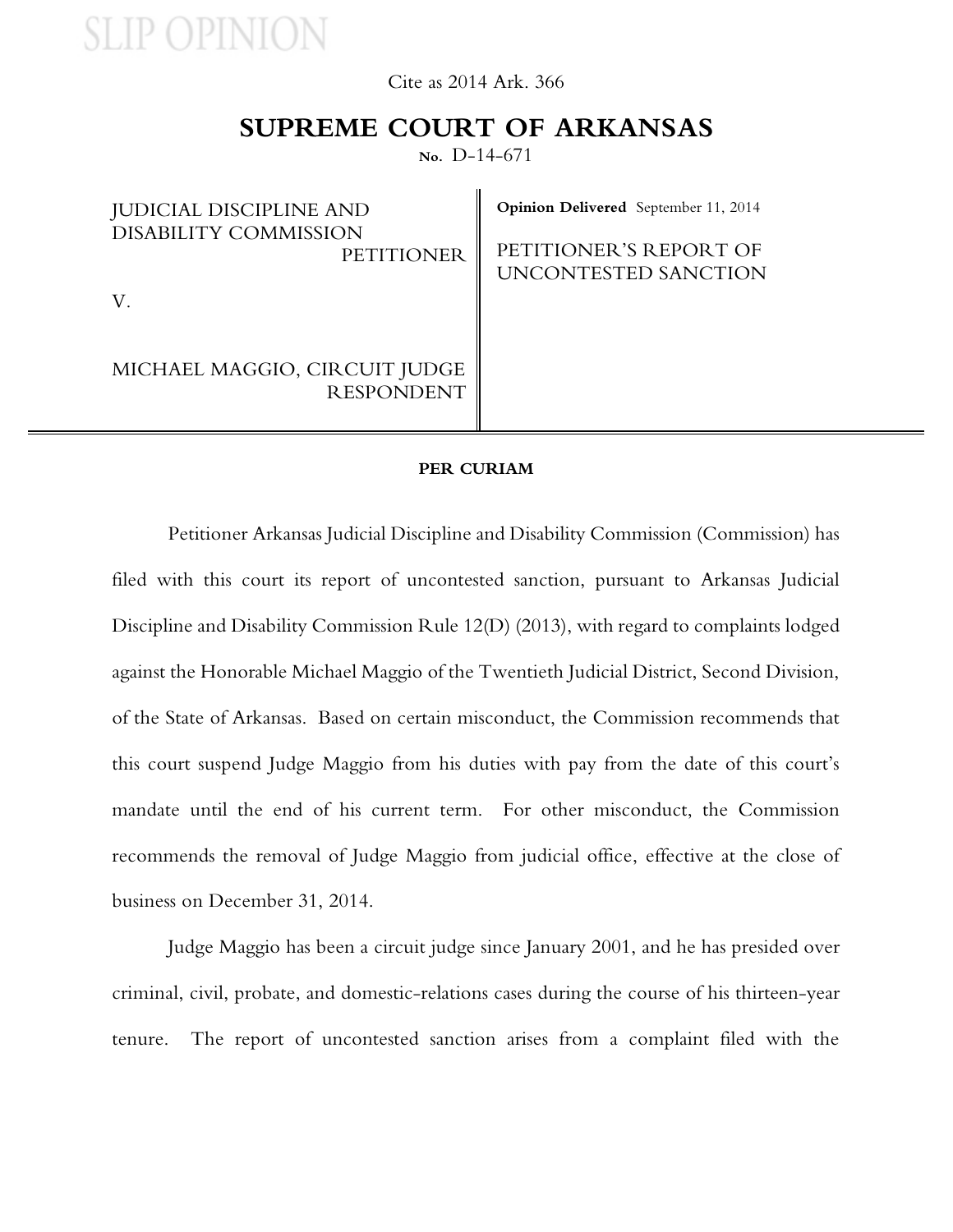SLIP OPINION

Cite as 2014 Ark. 366

# SUPREME COURT OF ARKANSAS

No. D-14-671

| | |
|---|---|
| JUDICIAL DISCIPLINE AND DISABILITY COMMISSION<br>PETITIONER<br><br>V.<br><br>MICHAEL MAGGIO, CIRCUIT JUDGE<br>RESPONDENT | **Opinion Delivered** September 11, 2014<br><br>PETITIONER'S REPORT OF UNCONTESTED SANCTION |

**PER CURIAM**

Petitioner Arkansas Judicial Discipline and Disability Commission (Commission) has filed with this court its report of uncontested sanction, pursuant to Arkansas Judicial Discipline and Disability Commission Rule 12(D) (2013), with regard to complaints lodged against the Honorable Michael Maggio of the Twentieth Judicial District, Second Division, of the State of Arkansas. Based on certain misconduct, the Commission recommends that this court suspend Judge Maggio from his duties with pay from the date of this court's mandate until the end of his current term. For other misconduct, the Commission recommends the removal of Judge Maggio from judicial office, effective at the close of business on December 31, 2014.

Judge Maggio has been a circuit judge since January 2001, and he has presided over criminal, civil, probate, and domestic-relations cases during the course of his thirteen-year tenure. The report of uncontested sanction arises from a complaint filed with the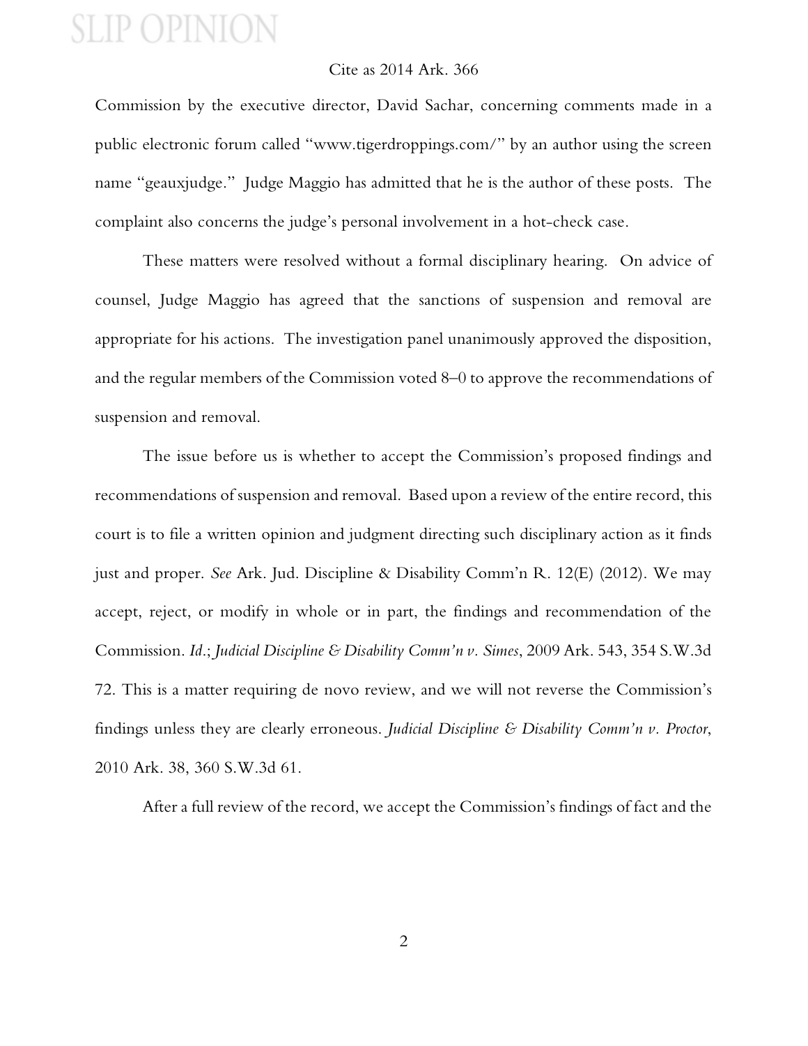Commission by the executive director, David Sachar, concerning comments made in a public electronic forum called "www.tigerdroppings.com/" by an author using the screen name "geauxjudge." Judge Maggio has admitted that he is the author of these posts. The complaint also concerns the judge's personal involvement in a hot-check case.

These matters were resolved without a formal disciplinary hearing. On advice of counsel, Judge Maggio has agreed that the sanctions of suspension and removal are appropriate for his actions. The investigation panel unanimously approved the disposition, and the regular members of the Commission voted 8–0 to approve the recommendations of suspension and removal.

The issue before us is whether to accept the Commission's proposed findings and recommendations of suspension and removal. Based upon a review of the entire record, this court is to file a written opinion and judgment directing such disciplinary action as it finds just and proper. *See* Ark. Jud. Discipline & Disability Comm'n R. 12(E) (2012). We may accept, reject, or modify in whole or in part, the findings and recommendation of the Commission. *Id.*; *Judicial Discipline & Disability Comm'n v. Simes*, 2009 Ark. 543, 354 S.W.3d 72. This is a matter requiring de novo review, and we will not reverse the Commission's findings unless they are clearly erroneous. *Judicial Discipline & Disability Comm'n v. Proctor*, 2010 Ark. 38, 360 S.W.3d 61.

After a full review of the record, we accept the Commission's findings of fact and the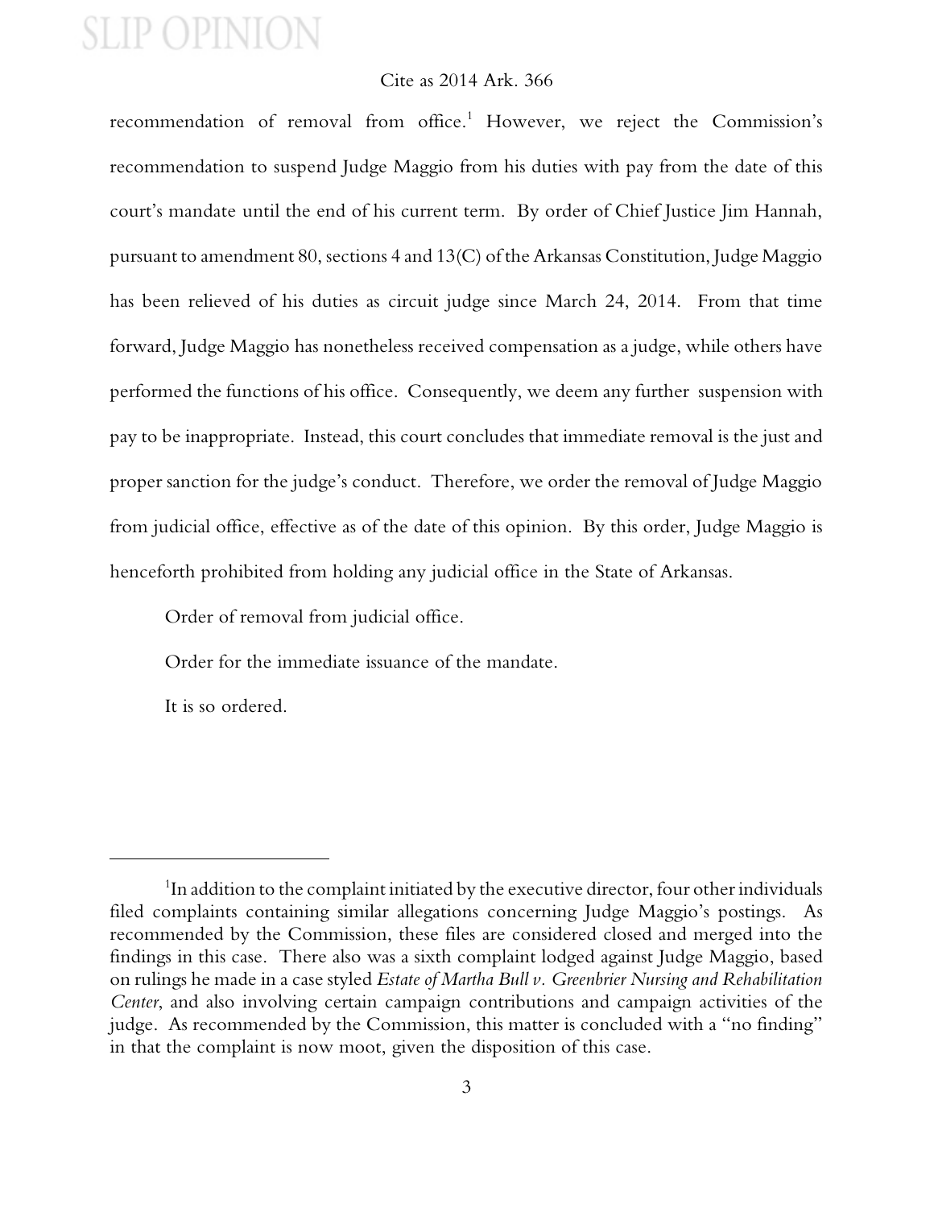recommendation of removal from office.[1] However, we reject the Commission's recommendation to suspend Judge Maggio from his duties with pay from the date of this court's mandate until the end of his current term. By order of Chief Justice Jim Hannah, pursuant to amendment 80, sections 4 and 13(C) of the Arkansas Constitution, Judge Maggio has been relieved of his duties as circuit judge since March 24, 2014. From that time forward, Judge Maggio has nonetheless received compensation as a judge, while others have performed the functions of his office. Consequently, we deem any further suspension with pay to be inappropriate. Instead, this court concludes that immediate removal is the just and proper sanction for the judge's conduct. Therefore, we order the removal of Judge Maggio from judicial office, effective as of the date of this opinion. By this order, Judge Maggio is henceforth prohibited from holding any judicial office in the State of Arkansas.

Order of removal from judicial office.

Order for the immediate issuance of the mandate.

It is so ordered.

---

[1] In addition to the complaint initiated by the executive director, four other individuals filed complaints containing similar allegations concerning Judge Maggio's postings. As recommended by the Commission, these files are considered closed and merged into the findings in this case. There also was a sixth complaint lodged against Judge Maggio, based on rulings he made in a case styled *Estate of Martha Bull v. Greenbrier Nursing and Rehabilitation Center*, and also involving certain campaign contributions and campaign activities of the judge. As recommended by the Commission, this matter is concluded with a "no finding" in that the complaint is now moot, given the disposition of this case.